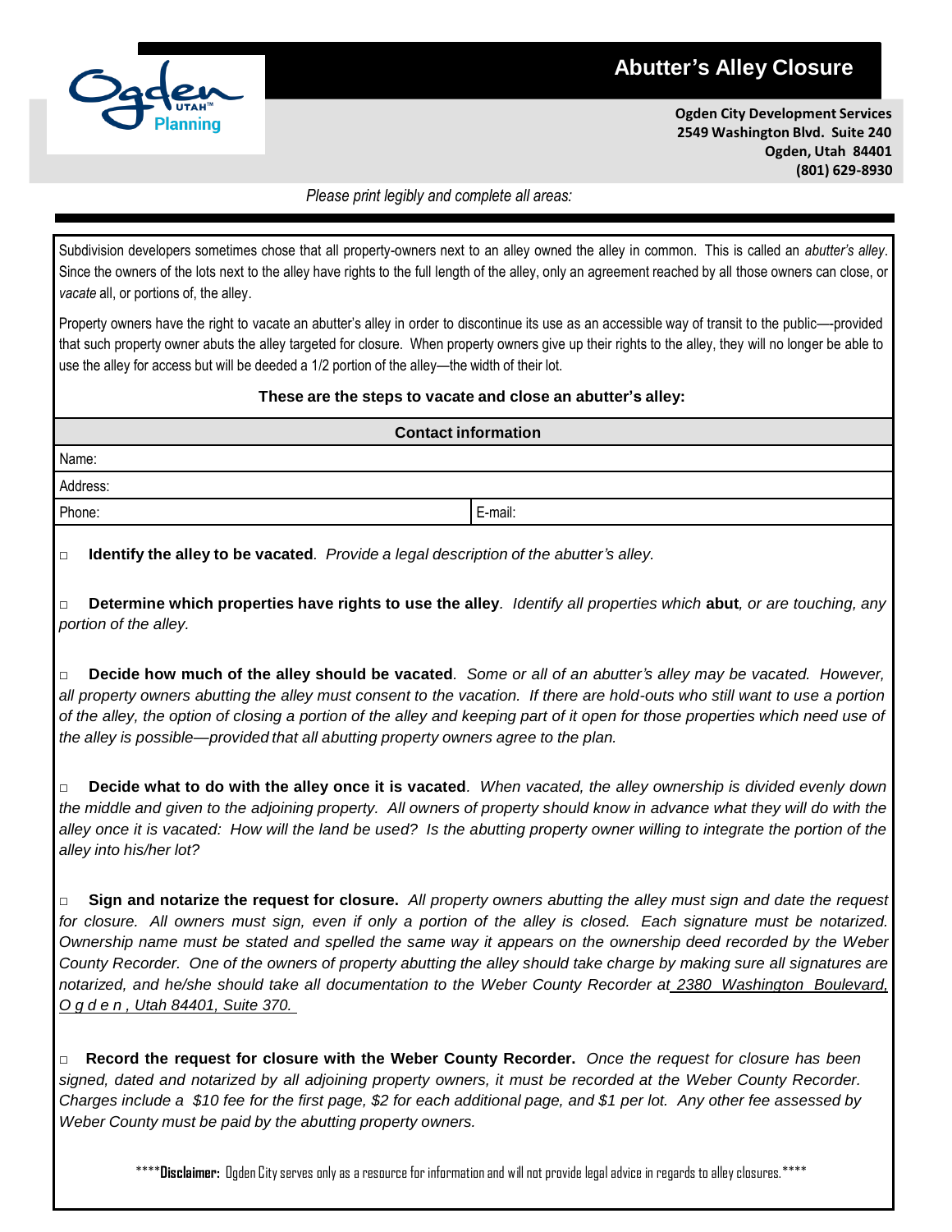# Abutter's Alley Closure

**Ogden City Development Services**
**2549 Washington Blvd. Suite 240**
**Ogden, Utah 84401**
**(801) 629-8930**

*Please print legibly and complete all areas:*

Subdivision developers sometimes chose that all property-owners next to an alley owned the alley in common. This is called an *abutter's alley*. Since the owners of the lots next to the alley have rights to the full length of the alley, only an agreement reached by all those owners can close, or *vacate* all, or portions of, the alley.

Property owners have the right to vacate an abutter's alley in order to discontinue its use as an accessible way of transit to the public—-provided that such property owner abuts the alley targeted for closure. When property owners give up their rights to the alley, they will no longer be able to use the alley for access but will be deeded a 1/2 portion of the alley—the width of their lot.

**These are the steps to vacate and close an abutter's alley:**

| Contact information | |
|---|---|
| Name: | |
| Address: | |
| Phone: | E-mail: |

□ **Identify the alley to be vacated**. *Provide a legal description of the abutter's alley.*

□ **Determine which properties have rights to use the alley**. *Identify all properties which* **abut***, or are touching, any portion of the alley.*

□ **Decide how much of the alley should be vacated**. *Some or all of an abutter's alley may be vacated. However, all property owners abutting the alley must consent to the vacation. If there are hold-outs who still want to use a portion of the alley, the option of closing a portion of the alley and keeping part of it open for those properties which need use of the alley is possible—provided that all abutting property owners agree to the plan.*

□ **Decide what to do with the alley once it is vacated**. *When vacated, the alley ownership is divided evenly down the middle and given to the adjoining property. All owners of property should know in advance what they will do with the alley once it is vacated: How will the land be used? Is the abutting property owner willing to integrate the portion of the alley into his/her lot?*

□ **Sign and notarize the request for closure.** *All property owners abutting the alley must sign and date the request for closure. All owners must sign, even if only a portion of the alley is closed. Each signature must be notarized. Ownership name must be stated and spelled the same way it appears on the ownership deed recorded by the Weber County Recorder. One of the owners of property abutting the alley should take charge by making sure all signatures are notarized, and he/she should take all documentation to the Weber County Recorder at 2380 Washington Boulevard, Ogden, Utah 84401, Suite 370.*

□ **Record the request for closure with the Weber County Recorder.** *Once the request for closure has been signed, dated and notarized by all adjoining property owners, it must be recorded at the Weber County Recorder. Charges include a $10 fee for the first page, $2 for each additional page, and $1 per lot. Any other fee assessed by Weber County must be paid by the abutting property owners.*

\*\*\*\***Disclaimer:** Ogden City serves only as a resource for information and will not provide legal advice in regards to alley closures.\*\*\*\*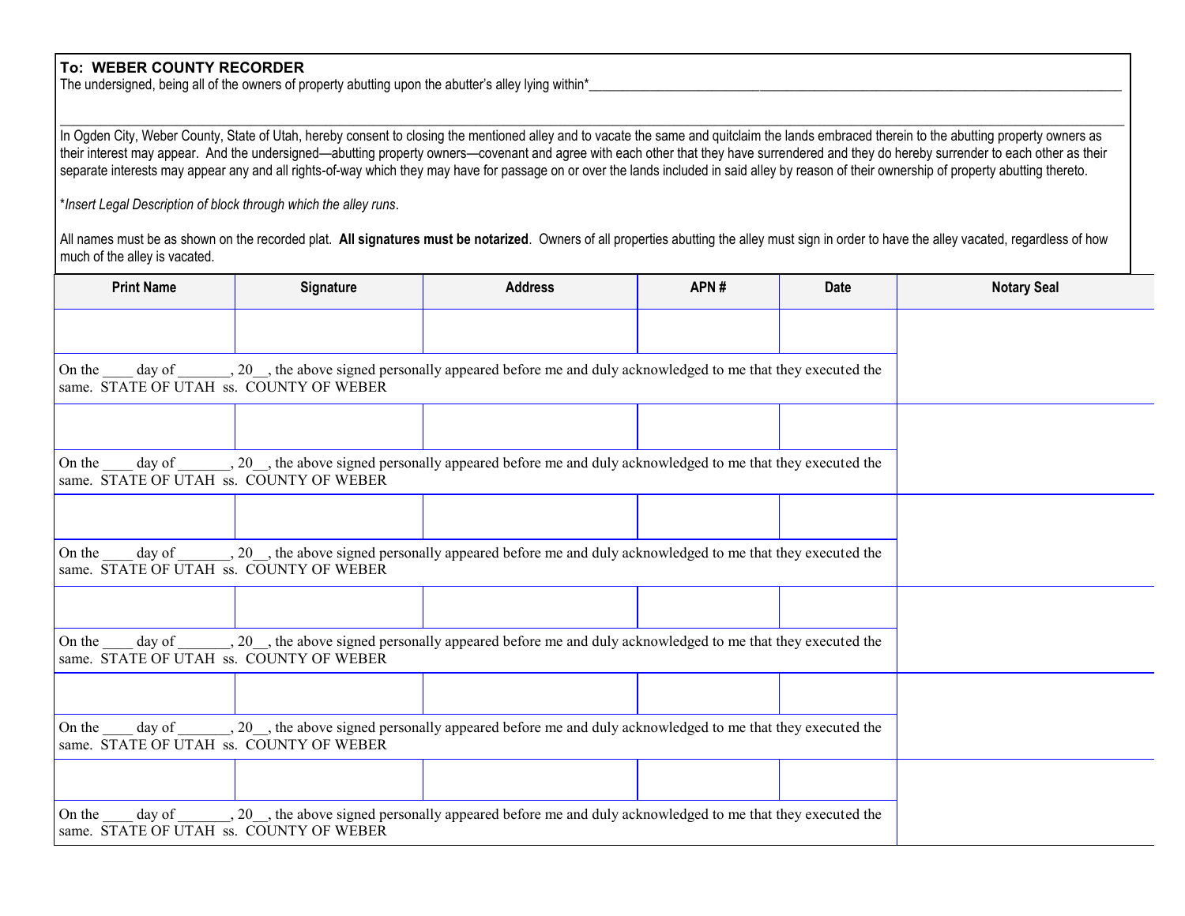**To: WEBER COUNTY RECORDER**

The undersigned, being all of the owners of property abutting upon the abutter's alley lying within*___________________________________________________________________________

___________________________________________________________________________

In Ogden City, Weber County, State of Utah, hereby consent to closing the mentioned alley and to vacate the same and quitclaim the lands embraced therein to the abutting property owners as their interest may appear. And the undersigned—abutting property owners—covenant and agree with each other that they have surrendered and they do hereby surrender to each other as their separate interests may appear any and all rights-of-way which they may have for passage on or over the lands included in said alley by reason of their ownership of property abutting thereto.

**Insert Legal Description of block through which the alley runs*.

All names must be as shown on the recorded plat. **All signatures must be notarized**. Owners of all properties abutting the alley must sign in order to have the alley vacated, regardless of how much of the alley is vacated.

| Print Name | Signature | Address | APN # | Date | Notary Seal |
|---|---|---|---|---|---|
| | | | | | |
| On the ____ day of _______, 20__, the above signed personally appeared before me and duly acknowledged to me that they executed the same. STATE OF UTAH ss. COUNTY OF WEBER | | | | | |
| | | | | | |
| On the ____ day of _______, 20__, the above signed personally appeared before me and duly acknowledged to me that they executed the same. STATE OF UTAH ss. COUNTY OF WEBER | | | | | |
| | | | | | |
| On the ____ day of _______, 20__, the above signed personally appeared before me and duly acknowledged to me that they executed the same. STATE OF UTAH ss. COUNTY OF WEBER | | | | | |
| | | | | | |
| On the ____ day of _______, 20__, the above signed personally appeared before me and duly acknowledged to me that they executed the same. STATE OF UTAH ss. COUNTY OF WEBER | | | | | |
| | | | | | |
| On the ____ day of _______, 20__, the above signed personally appeared before me and duly acknowledged to me that they executed the same. STATE OF UTAH ss. COUNTY OF WEBER | | | | | |
| | | | | | |
| On the ____ day of _______, 20__, the above signed personally appeared before me and duly acknowledged to me that they executed the same. STATE OF UTAH ss. COUNTY OF WEBER | | | | | |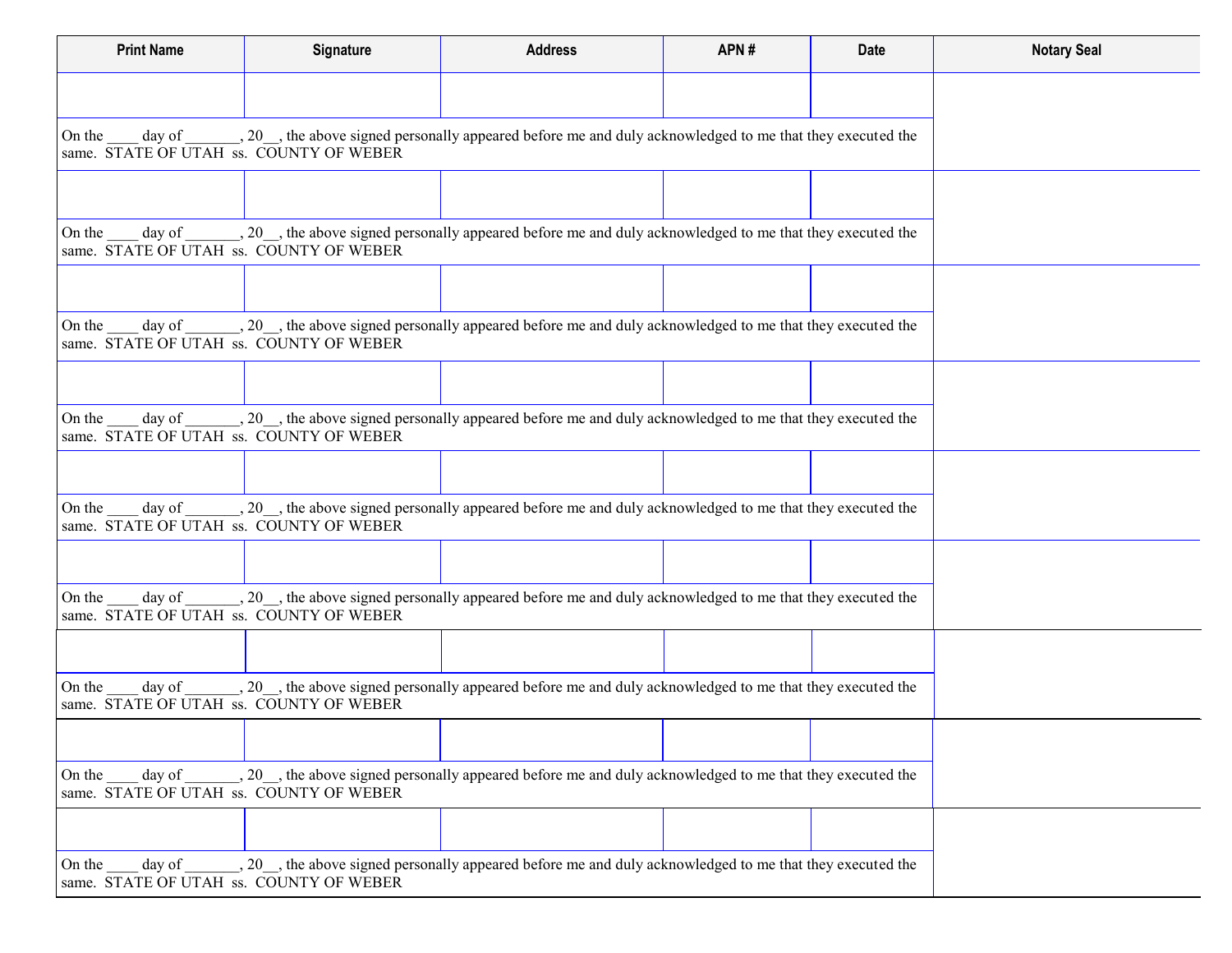| Print Name | Signature | Address | APN # | Date | Notary Seal |
|---|---|---|---|---|---|
| | | | | | |
| On the ____ day of _______, 20__, the above signed personally appeared before me and duly acknowledged to me that they executed the same. STATE OF UTAH ss. COUNTY OF WEBER | | | | | |
| | | | | | |
| On the ____ day of _______, 20__, the above signed personally appeared before me and duly acknowledged to me that they executed the same. STATE OF UTAH ss. COUNTY OF WEBER | | | | | |
| | | | | | |
| On the ____ day of _______, 20__, the above signed personally appeared before me and duly acknowledged to me that they executed the same. STATE OF UTAH ss. COUNTY OF WEBER | | | | | |
| | | | | | |
| On the ____ day of _______, 20__, the above signed personally appeared before me and duly acknowledged to me that they executed the same. STATE OF UTAH ss. COUNTY OF WEBER | | | | | |
| | | | | | |
| On the ____ day of _______, 20__, the above signed personally appeared before me and duly acknowledged to me that they executed the same. STATE OF UTAH ss. COUNTY OF WEBER | | | | | |
| | | | | | |
| On the ____ day of _______, 20__, the above signed personally appeared before me and duly acknowledged to me that they executed the same. STATE OF UTAH ss. COUNTY OF WEBER | | | | | |
| | | | | | |
| On the ____ day of _______, 20__, the above signed personally appeared before me and duly acknowledged to me that they executed the same. STATE OF UTAH ss. COUNTY OF WEBER | | | | | |
| | | | | | |
| On the ____ day of _______, 20__, the above signed personally appeared before me and duly acknowledged to me that they executed the same. STATE OF UTAH ss. COUNTY OF WEBER | | | | | |
| | | | | | |
| On the ____ day of _______, 20__, the above signed personally appeared before me and duly acknowledged to me that they executed the same. STATE OF UTAH ss. COUNTY OF WEBER | | | | | |